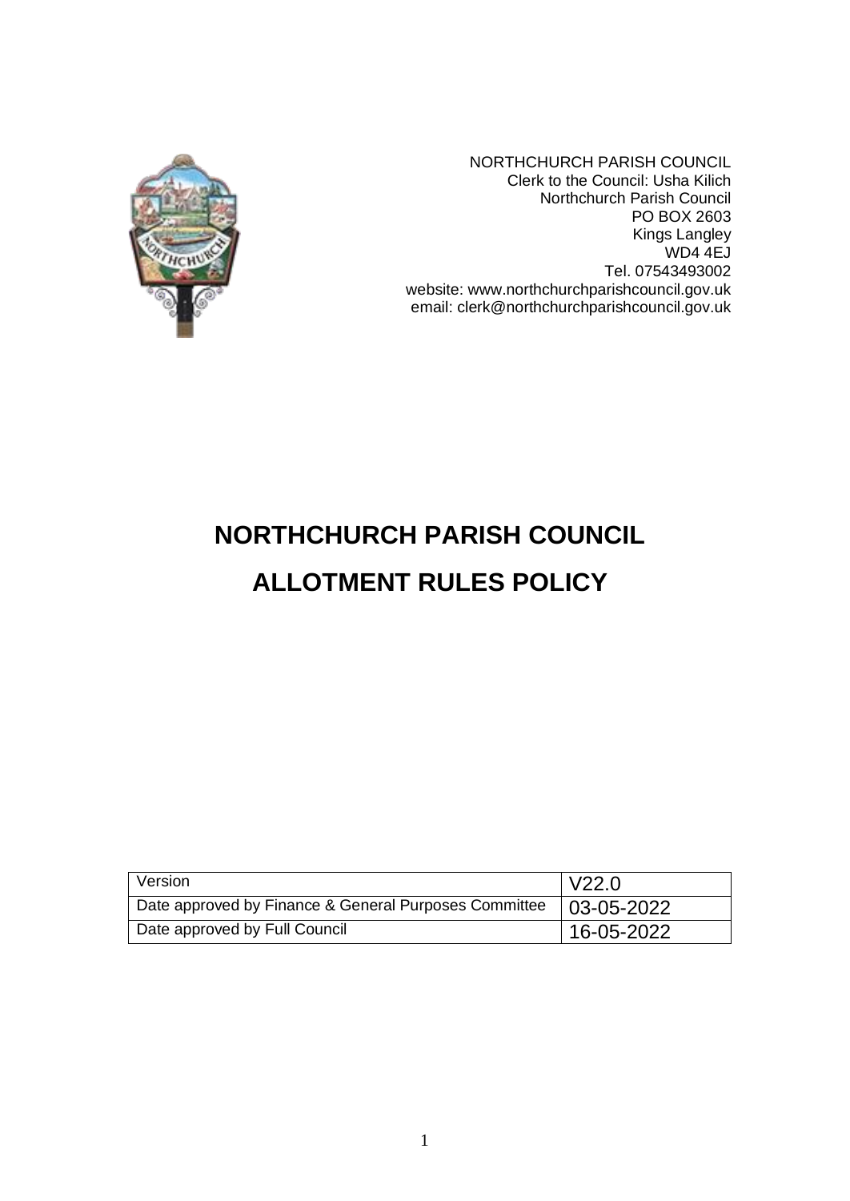NORTHCHURCH PARISH COUNCIL
Clerk to the Council: Usha Kilich
Northchurch Parish Council
PO BOX 2603
Kings Langley
WD4 4EJ
Tel. 07543493002
website: www.northchurchparishcouncil.gov.uk
email: clerk@northchurchparishcouncil.gov.uk

# NORTHCHURCH PARISH COUNCIL

# ALLOTMENT RULES POLICY

| Version | V22.0 |
|---|---|
| Date approved by Finance & General Purposes Committee | 03-05-2022 |
| Date approved by Full Council | 16-05-2022 |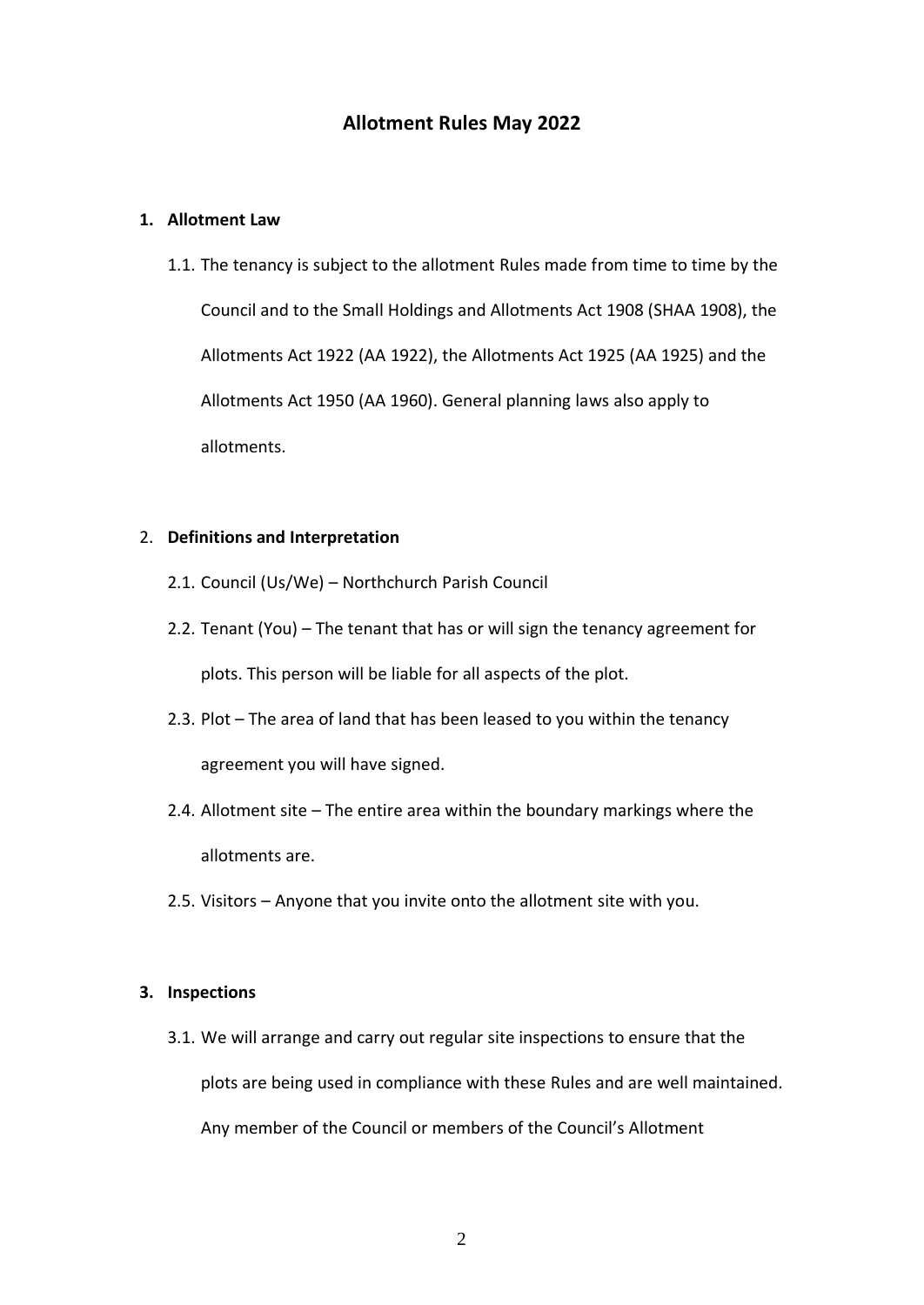# Allotment Rules May 2022

## 1. Allotment Law

1.1. The tenancy is subject to the allotment Rules made from time to time by the Council and to the Small Holdings and Allotments Act 1908 (SHAA 1908), the Allotments Act 1922 (AA 1922), the Allotments Act 1925 (AA 1925) and the Allotments Act 1950 (AA 1960). General planning laws also apply to allotments.

## 2. Definitions and Interpretation

2.1. Council (Us/We) – Northchurch Parish Council

2.2. Tenant (You) – The tenant that has or will sign the tenancy agreement for plots. This person will be liable for all aspects of the plot.

2.3. Plot – The area of land that has been leased to you within the tenancy agreement you will have signed.

2.4. Allotment site – The entire area within the boundary markings where the allotments are.

2.5. Visitors – Anyone that you invite onto the allotment site with you.

## 3. Inspections

3.1. We will arrange and carry out regular site inspections to ensure that the plots are being used in compliance with these Rules and are well maintained. Any member of the Council or members of the Council's Allotment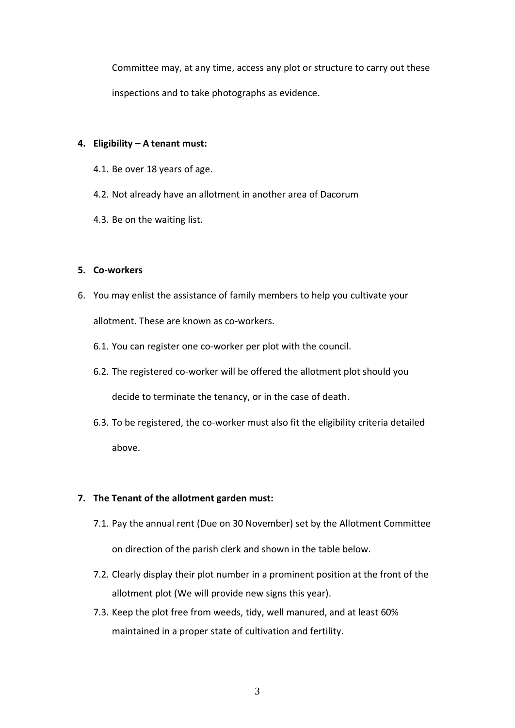Committee may, at any time, access any plot or structure to carry out these inspections and to take photographs as evidence.

**4. Eligibility – A tenant must:**

4.1. Be over 18 years of age.

4.2. Not already have an allotment in another area of Dacorum

4.3. Be on the waiting list.

**5. Co-workers**

6. You may enlist the assistance of family members to help you cultivate your allotment. These are known as co-workers.

6.1. You can register one co-worker per plot with the council.

6.2. The registered co-worker will be offered the allotment plot should you decide to terminate the tenancy, or in the case of death.

6.3. To be registered, the co-worker must also fit the eligibility criteria detailed above.

**7. The Tenant of the allotment garden must:**

7.1. Pay the annual rent (Due on 30 November) set by the Allotment Committee on direction of the parish clerk and shown in the table below.

7.2. Clearly display their plot number in a prominent position at the front of the allotment plot (We will provide new signs this year).

7.3. Keep the plot free from weeds, tidy, well manured, and at least 60% maintained in a proper state of cultivation and fertility.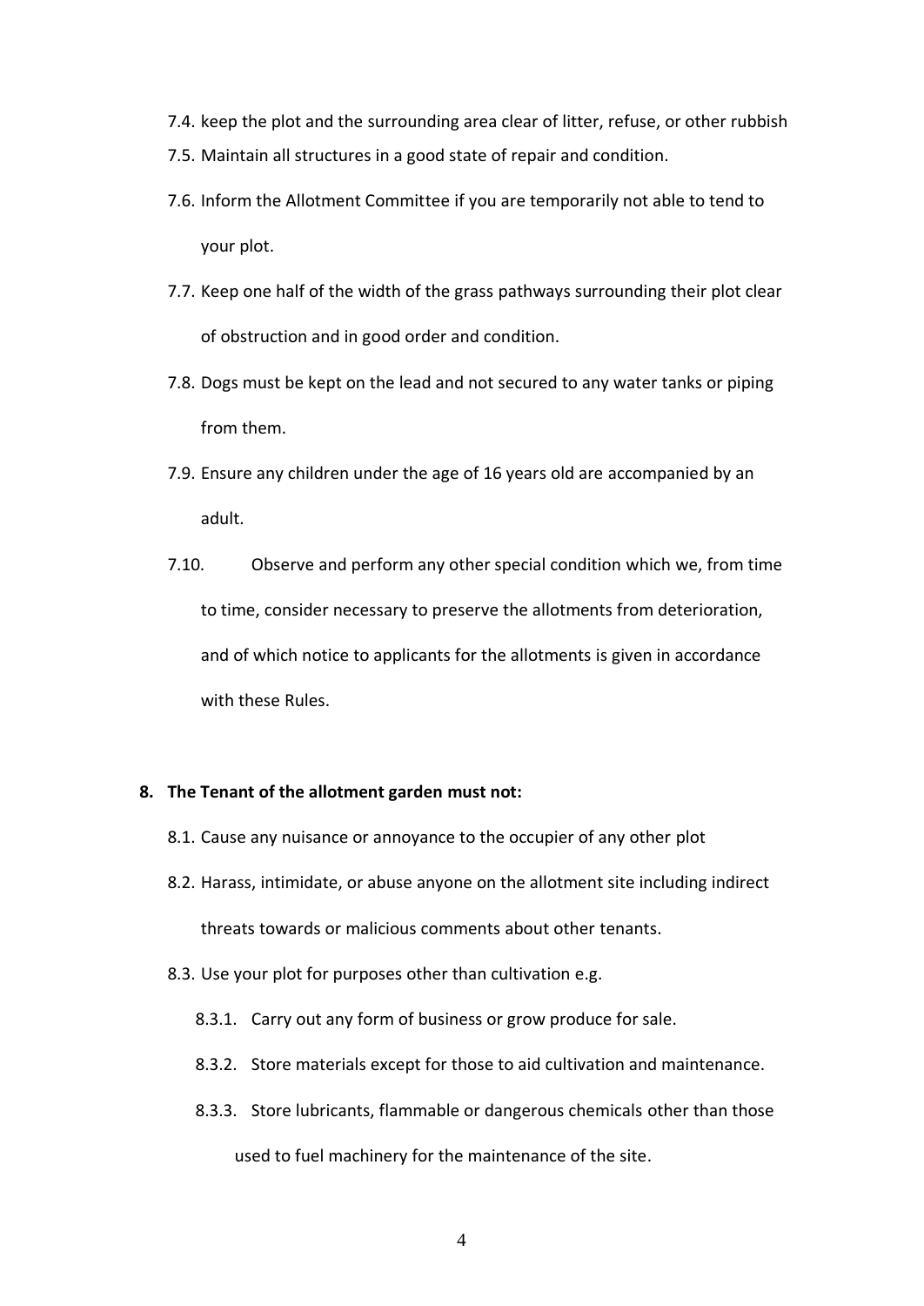7.4. keep the plot and the surrounding area clear of litter, refuse, or other rubbish

7.5. Maintain all structures in a good state of repair and condition.

7.6. Inform the Allotment Committee if you are temporarily not able to tend to your plot.

7.7. Keep one half of the width of the grass pathways surrounding their plot clear of obstruction and in good order and condition.

7.8. Dogs must be kept on the lead and not secured to any water tanks or piping from them.

7.9. Ensure any children under the age of 16 years old are accompanied by an adult.

7.10. Observe and perform any other special condition which we, from time to time, consider necessary to preserve the allotments from deterioration, and of which notice to applicants for the allotments is given in accordance with these Rules.

**8. The Tenant of the allotment garden must not:**

8.1. Cause any nuisance or annoyance to the occupier of any other plot

8.2. Harass, intimidate, or abuse anyone on the allotment site including indirect threats towards or malicious comments about other tenants.

8.3. Use your plot for purposes other than cultivation e.g.

8.3.1. Carry out any form of business or grow produce for sale.

8.3.2. Store materials except for those to aid cultivation and maintenance.

8.3.3. Store lubricants, flammable or dangerous chemicals other than those used to fuel machinery for the maintenance of the site.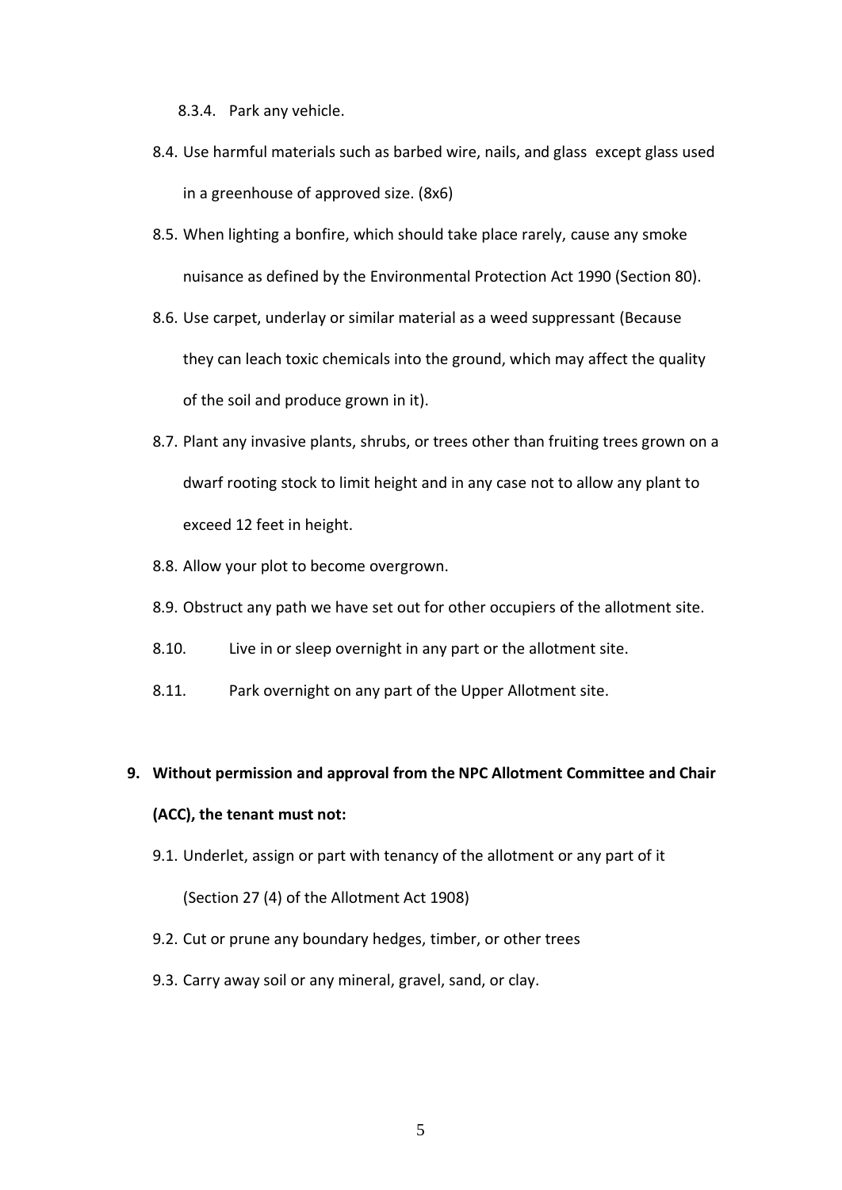8.3.4. Park any vehicle.

8.4. Use harmful materials such as barbed wire, nails, and glass except glass used in a greenhouse of approved size. (8x6)

8.5. When lighting a bonfire, which should take place rarely, cause any smoke nuisance as defined by the Environmental Protection Act 1990 (Section 80).

8.6. Use carpet, underlay or similar material as a weed suppressant (Because they can leach toxic chemicals into the ground, which may affect the quality of the soil and produce grown in it).

8.7. Plant any invasive plants, shrubs, or trees other than fruiting trees grown on a dwarf rooting stock to limit height and in any case not to allow any plant to exceed 12 feet in height.

8.8. Allow your plot to become overgrown.

8.9. Obstruct any path we have set out for other occupiers of the allotment site.

8.10. Live in or sleep overnight in any part or the allotment site.

8.11. Park overnight on any part of the Upper Allotment site.

**9. Without permission and approval from the NPC Allotment Committee and Chair (ACC), the tenant must not:**

9.1. Underlet, assign or part with tenancy of the allotment or any part of it (Section 27 (4) of the Allotment Act 1908)

9.2. Cut or prune any boundary hedges, timber, or other trees

9.3. Carry away soil or any mineral, gravel, sand, or clay.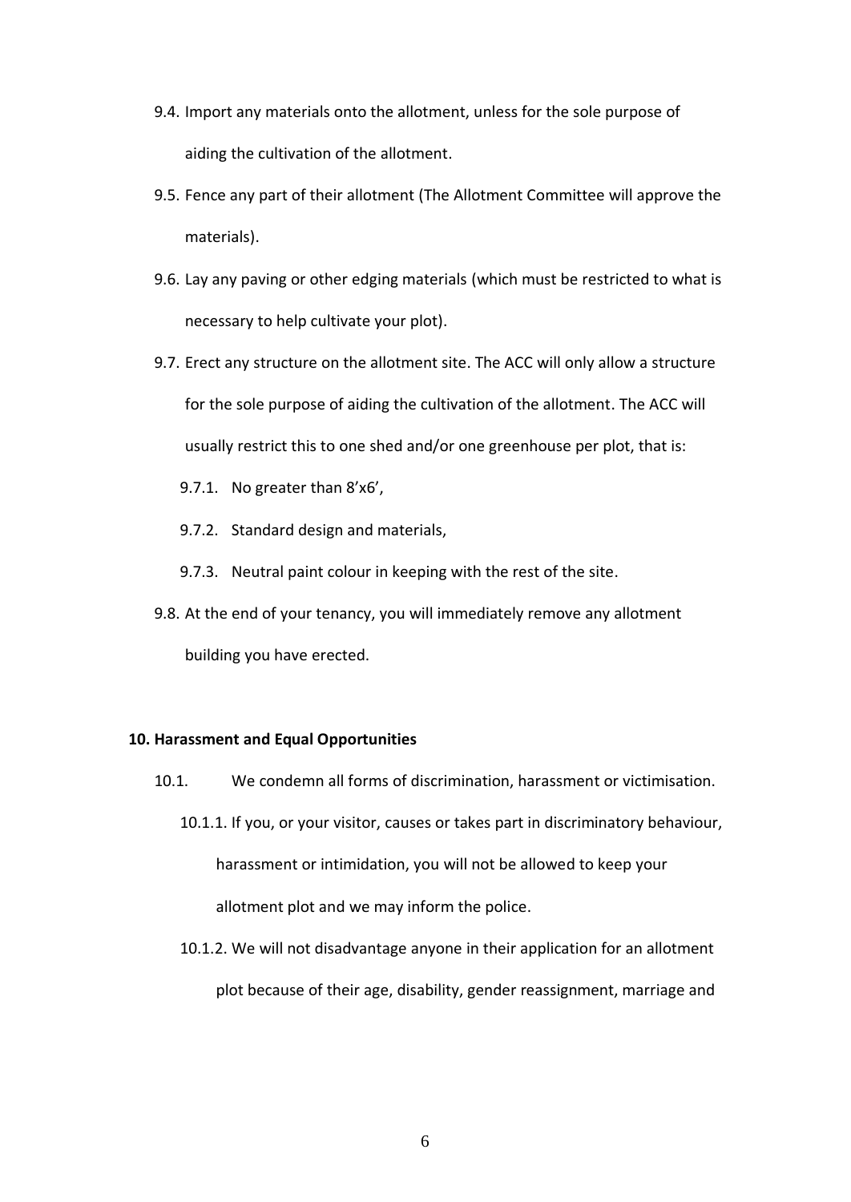9.4. Import any materials onto the allotment, unless for the sole purpose of aiding the cultivation of the allotment.

9.5. Fence any part of their allotment (The Allotment Committee will approve the materials).

9.6. Lay any paving or other edging materials (which must be restricted to what is necessary to help cultivate your plot).

9.7. Erect any structure on the allotment site. The ACC will only allow a structure for the sole purpose of aiding the cultivation of the allotment. The ACC will usually restrict this to one shed and/or one greenhouse per plot, that is:

9.7.1. No greater than 8'x6',

9.7.2. Standard design and materials,

9.7.3. Neutral paint colour in keeping with the rest of the site.

9.8. At the end of your tenancy, you will immediately remove any allotment building you have erected.

**10. Harassment and Equal Opportunities**

10.1. We condemn all forms of discrimination, harassment or victimisation.

10.1.1. If you, or your visitor, causes or takes part in discriminatory behaviour, harassment or intimidation, you will not be allowed to keep your allotment plot and we may inform the police.

10.1.2. We will not disadvantage anyone in their application for an allotment plot because of their age, disability, gender reassignment, marriage and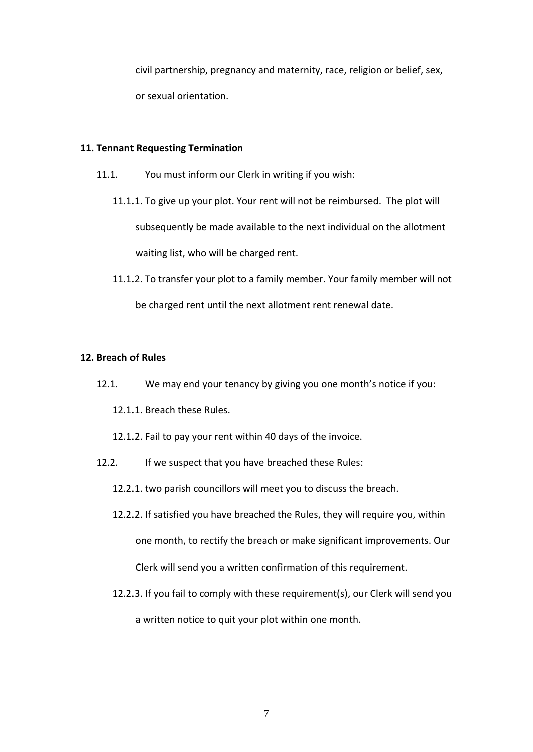civil partnership, pregnancy and maternity, race, religion or belief, sex, or sexual orientation.

**11. Tennant Requesting Termination**

11.1. You must inform our Clerk in writing if you wish:

11.1.1. To give up your plot. Your rent will not be reimbursed. The plot will subsequently be made available to the next individual on the allotment waiting list, who will be charged rent.

11.1.2. To transfer your plot to a family member. Your family member will not be charged rent until the next allotment rent renewal date.

**12. Breach of Rules**

12.1. We may end your tenancy by giving you one month's notice if you:

12.1.1. Breach these Rules.

12.1.2. Fail to pay your rent within 40 days of the invoice.

12.2. If we suspect that you have breached these Rules:

12.2.1. two parish councillors will meet you to discuss the breach.

12.2.2. If satisfied you have breached the Rules, they will require you, within one month, to rectify the breach or make significant improvements. Our Clerk will send you a written confirmation of this requirement.

12.2.3. If you fail to comply with these requirement(s), our Clerk will send you a written notice to quit your plot within one month.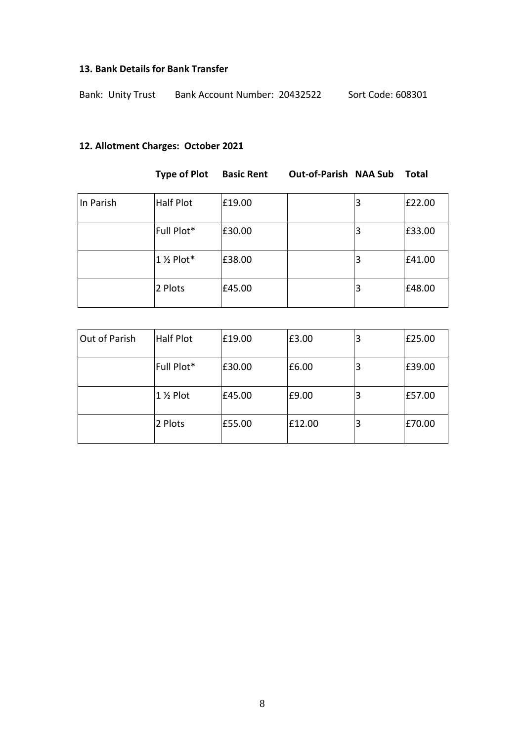### 13. Bank Details for Bank Transfer

Bank: Unity Trust Bank Account Number: 20432522 Sort Code: 608301

### 12. Allotment Charges: October 2021

| | Type of Plot | Basic Rent | Out-of-Parish | NAA Sub | Total |
|---|---|---|---|---|---|
| In Parish | Half Plot | £19.00 | | 3 | £22.00 |
| | Full Plot* | £30.00 | | 3 | £33.00 |
| | 1 ½ Plot* | £38.00 | | 3 | £41.00 |
| | 2 Plots | £45.00 | | 3 | £48.00 |

| | | | | | |
|---|---|---|---|---|---|
| Out of Parish | Half Plot | £19.00 | £3.00 | 3 | £25.00 |
| | Full Plot* | £30.00 | £6.00 | 3 | £39.00 |
| | 1 ½ Plot | £45.00 | £9.00 | 3 | £57.00 |
| | 2 Plots | £55.00 | £12.00 | 3 | £70.00 |